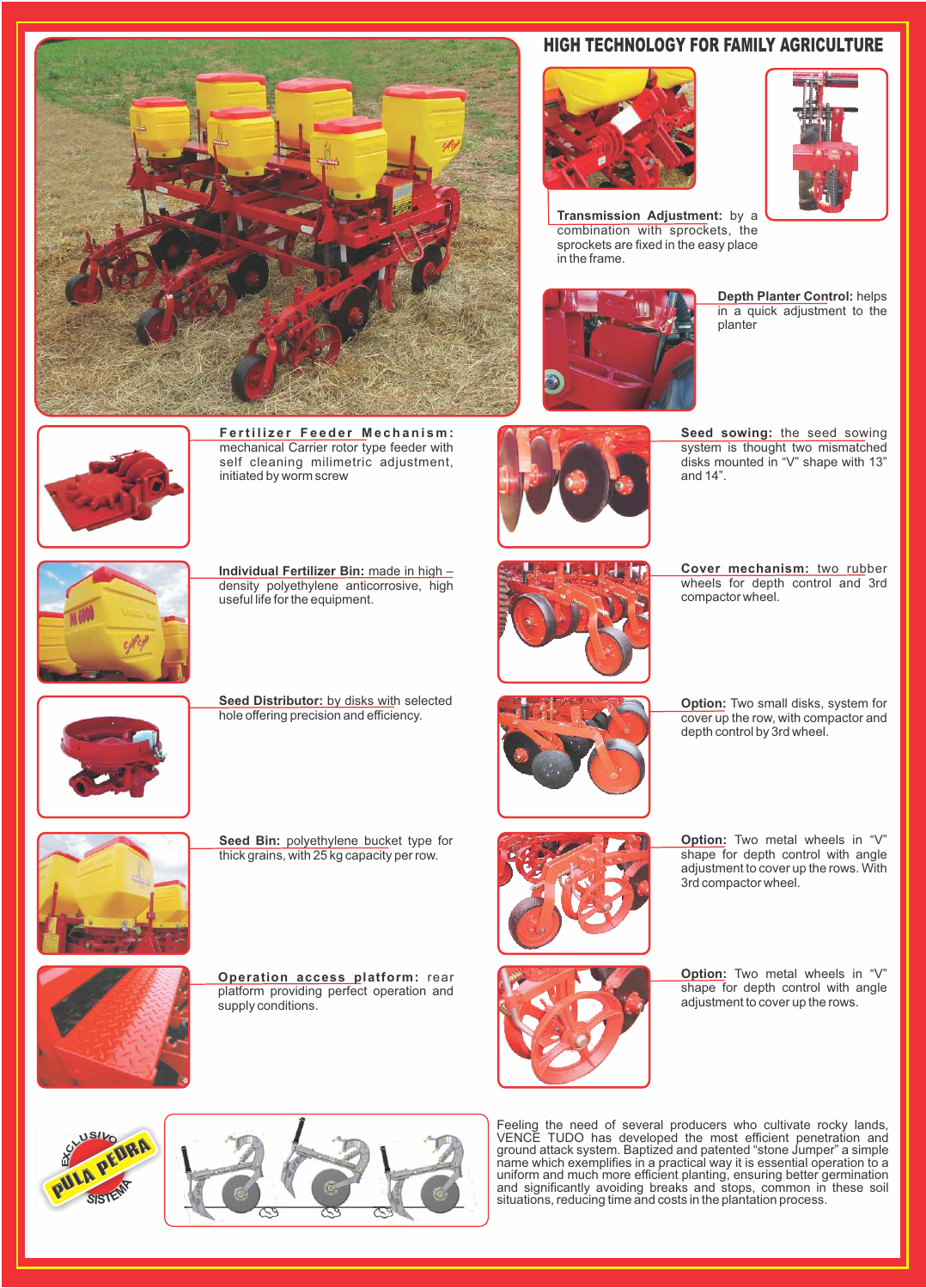# HIGH TECHNOLOGY FOR FAMILY AGRICULTURE

**Transmission Adjustment:** by a combination with sprockets, the sprockets are fixed in the easy place in the frame.

**Depth Planter Control:** helps in a quick adjustment to the planter

**Fertilizer Feeder Mechanism:** mechanical Carrier rotor type feeder with self cleaning milimetric adjustment, initiated by worm screw

**Individual Fertilizer Bin:** made in high – density polyethylene anticorrosive, high useful life for the equipment.

**Seed Distributor:** by disks with selected hole offering precision and efficiency.

**Seed Bin:** polyethylene bucket type for thick grains, with 25 kg capacity per row.

**Operation access platform:** rear platform providing perfect operation and supply conditions.

**Seed sowing:** the seed sowing system is thought two mismatched disks mounted in "V" shape with 13" and 14".

**Cover mechanism:** two rubber wheels for depth control and 3rd compactor wheel.

**Option:** Two small disks, system for cover up the row, with compactor and depth control by 3rd wheel.

**Option:** Two metal wheels in "V" shape for depth control with angle adjustment to cover up the rows. With 3rd compactor wheel.

**Option:** Two metal wheels in "V" shape for depth control with angle adjustment to cover up the rows.

EXCLUSIVO PULA PEDRA SISTEMA

Feeling the need of several producers who cultivate rocky lands, VENCE TUDO has developed the most efficient penetration and ground attack system. Baptized and patented "stone Jumper" a simple name which exemplifies in a practical way it is essential operation to a uniform and much more efficient planting, ensuring better germination and significantly avoiding breaks and stops, common in these soil situations, reducing time and costs in the plantation process.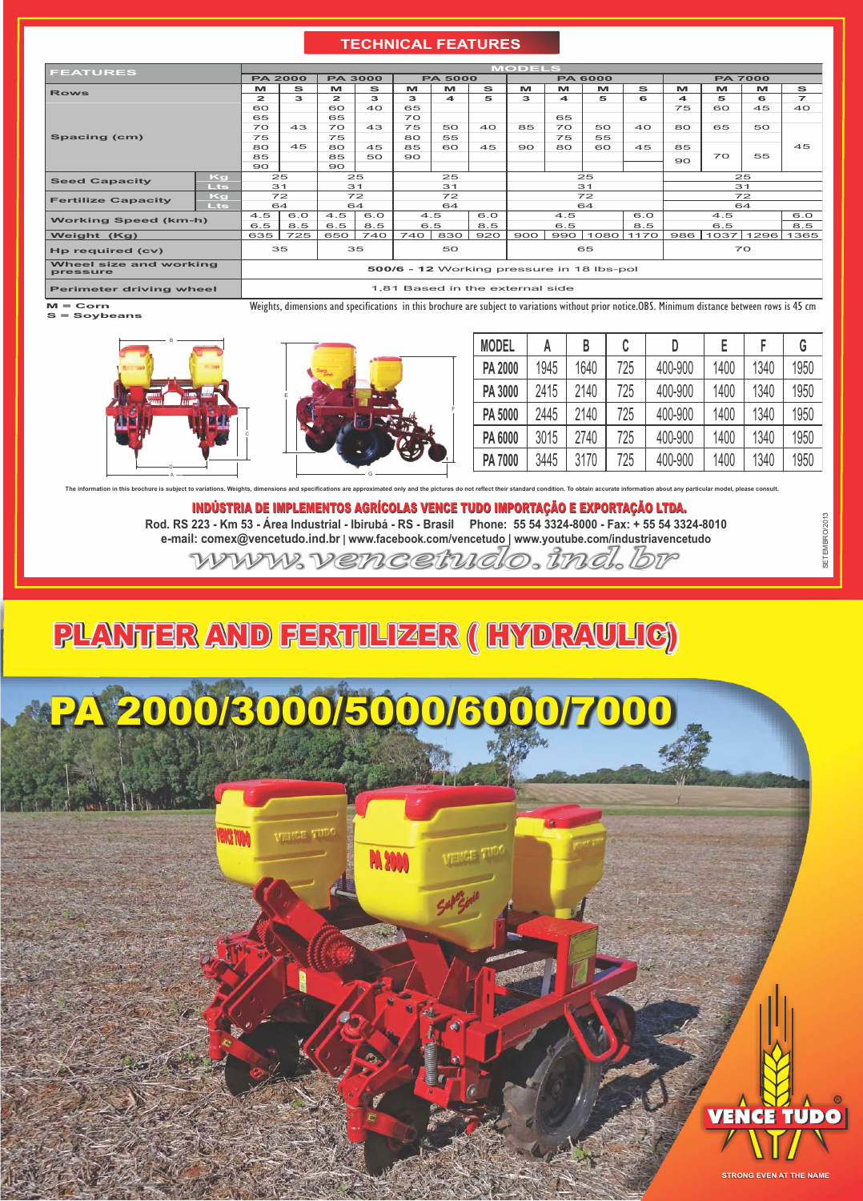## TECHNICAL FEATURES

| FEATURES | | PA 2000 | | PA 3000 | | PA 5000 | | | PA 6000 | | | | PA 7000 | | | |
|---|---|---|---|---|---|---|---|---|---|---|---|---|---|---|---|---|
| | | M | S | M | S | M | M | S | M | M | M | S | M | M | M | S |
| Rows | | 2 | 3 | 2 | 3 | 3 | 4 | 5 | 3 | 4 | 5 | 6 | 4 | 5 | 6 | 7 |
| Spacing (cm) | | 60, 65, 70, 75, 80, 85, 90 | 43, 45 | 60, 65, 70, 75, 80, 85, 90 | 40, 43, 45, 50 | 65, 70, 75, 80, 85, 90 | 50, 55, 60 | 40, 45 | 85, 90 | 65, 70, 75, 80 | 50, 55, 60 | 40, 45 | 75, 80, 85, 90 | 60, 65, 70 | 45, 50, 55 | 40, 45 |
| Seed Capacity | Kg | 25 | | 25 | | 25 | | | 25 | | | | 25 | | | |
| | Lts | 31 | | 31 | | 31 | | | 31 | | | | 31 | | | |
| Fertilize Capacity | Kg | 72 | | 72 | | 72 | | | 72 | | | | 72 | | | |
| | Lts | 64 | | 64 | | 64 | | | 64 | | | | 64 | | | |
| Working Speed (km-h) | | 4.5 / 6.5 | 6.0 / 8.5 | 4.5 / 6.5 | 6.0 / 8.5 | 4.5 / 6.5 | | 6.0 / 8.5 | 4.5 / 6.5 | | | 6.0 / 8.5 | 4.5 / 6.5 | | | 6.0 / 8.5 |
| Weight (Kg) | | 635 | 725 | 650 | 740 | 740 | 830 | 920 | 900 | 990 | 1080 | 1170 | 986 | 1037 | 1296 | 1365 |
| Hp required (cv) | | 35 | | 35 | | 50 | | | 65 | | | | 70 | | | |
| Wheel size and working pressure | | 500/6 - 12 Working pressure in 18 lbs-pol | | | | | | | | | | | | | | |
| Perimeter driving wheel | | 1,81 Based in the external side | | | | | | | | | | | | | | |

M = Corn
S = Soybeans

Weights, dimensions and specifications in this brochure are subject to variations without prior notice.OBS. Minimum distance between rows is 45 cm

| MODEL | A | B | C | D | E | F | G |
|---|---|---|---|---|---|---|---|
| PA 2000 | 1945 | 1640 | 725 | 400-900 | 1400 | 1340 | 1950 |
| PA 3000 | 2415 | 2140 | 725 | 400-900 | 1400 | 1340 | 1950 |
| PA 5000 | 2445 | 2140 | 725 | 400-900 | 1400 | 1340 | 1950 |
| PA 6000 | 3015 | 2740 | 725 | 400-900 | 1400 | 1340 | 1950 |
| PA 7000 | 3445 | 3170 | 725 | 400-900 | 1400 | 1340 | 1950 |

The information in this brochure is subject to variations. Weights, dimensions and specifications are approximated only and the pictures do not reflect their standard condition. To obtain accurate information about any particular model, please consult.

**INDÚSTRIA DE IMPLEMENTOS AGRÍCOLAS VENCE TUDO IMPORTAÇÃO E EXPORTAÇÃO LTDA.**
Rod. RS 223 - Km 53 - Área Industrial - Ibirubá - RS - Brasil Phone: 55 54 3324-8000 - Fax: + 55 54 3324-8010
e-mail: comex@vencetudo.ind.br | www.facebook.com/vencetudo | www.youtube.com/industriavencetudo
www.vencetudo.ind.br

SETEMBRO/2013

# PLANTER AND FERTILIZER ( HYDRAULIC)

# PA 2000/3000/5000/6000/7000

VENCE TUDO
STRONG EVEN AT THE NAME